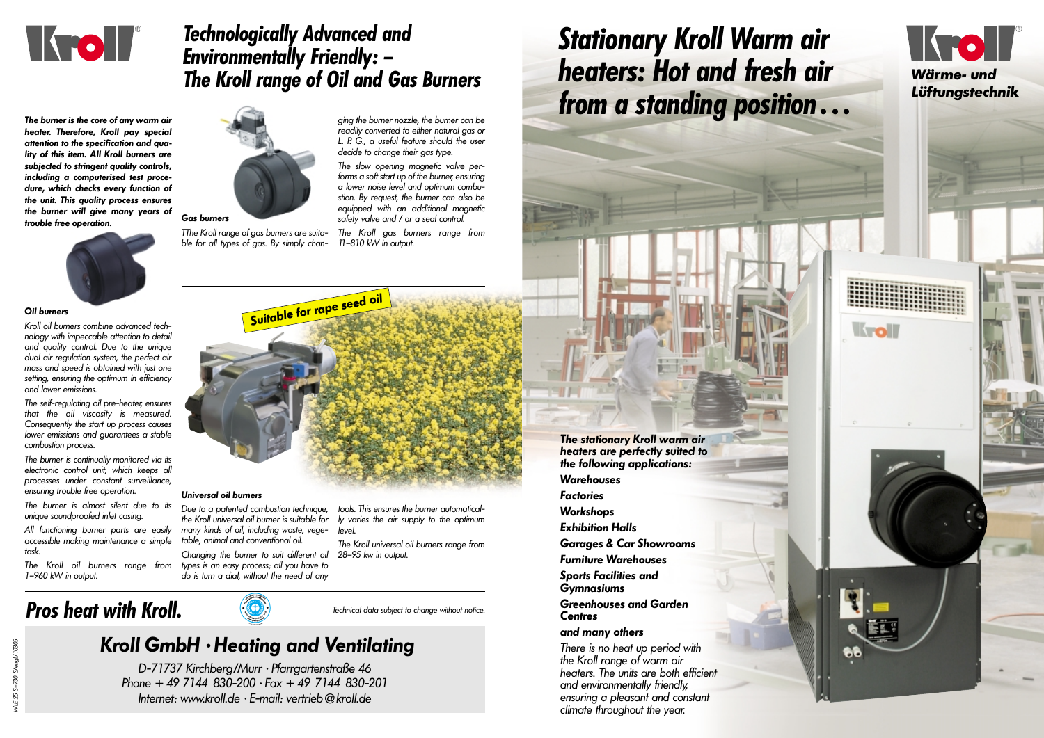# Technologically Advanced and Environmentally Friendly: – The Kroll range of Oil and Gas Burners

***The burner is the core of any warm air heater. Therefore, Kroll pay special attention to the specification and quality of this item. All Kroll burners are subjected to stringent quality controls, including a computerised test procedure, which checks every function of the unit. This quality process ensures the burner will give many years of trouble free operation.***

### Oil burners

*Kroll oil burners combine advanced technology with impeccable attention to detail and quality control. Due to the unique dual air regulation system, the perfect air mass and speed is obtained with just one setting, ensuring the optimum in efficiency and lower emissions.*

*The self-regulating oil pre-heater, ensures that the oil viscosity is measured. Consequently the start up process causes lower emissions and guarantees a stable combustion process.*

*The burner is continually monitored via its electronic control unit, which keeps all processes under constant surveillance, ensuring trouble free operation.*

*The burner is almost silent due to its unique soundproofed inlet casing.*

*All functioning burner parts are easily accessible making maintenance a simple task.*

*The Kroll oil burners range from 1–960 kW in output.*

### Gas burners

*TThe Kroll range of gas burners are suitable for all types of gas. By simply changing the burner nozzle, the burner can be readily converted to either natural gas or L. P. G., a useful feature should the user decide to change their gas type.*

*The slow opening magnetic valve performs a soft start up of the burner, ensuring a lower noise level and optimum combustion. By request, the burner can also be equipped with an additional magnetic safety valve and / or a seal control.*

*The Kroll gas burners range from 11–810 kW in output.*

**Suitable for rape seed oil**

### Universal oil burners

*Due to a patented combustion technique, the Kroll universal oil burner is suitable for many kinds of oil, including waste, vegetable, animal and conventional oil.*

*Changing the burner to suit different oil types is an easy process; all you have to do is turn a dial, without the need of any tools. This ensures the burner automatically varies the air supply to the optimum level.*

*The Kroll universal oil burners range from 28–95 kw in output.*

## Pros heat with Kroll.

*Technical data subject to change without notice.*

## Kroll GmbH · Heating and Ventilating

*D-71737 Kirchberg/Murr · Pfarrgartenstraße 46*
*Phone + 49 7144 830-200 · Fax + 49 7144 830-201*
*Internet: www.kroll.de · E-mail: vertrieb@kroll.de*

*WLE 25 S–730 S/engl/10305*

# Stationary Kroll Warm air heaters: Hot and fresh air from a standing position…

**Wärme- und Lüftungstechnik**

***The stationary Kroll warm air heaters are perfectly suited to the following applications:***

***Warehouses***
***Factories***
***Workshops***
***Exhibition Halls***
***Garages & Car Showrooms***
***Furniture Warehouses***
***Sports Facilities and Gymnasiums***
***Greenhouses and Garden Centres***
***and many others***

*There is no heat up period with the Kroll range of warm air heaters. The units are both efficient and environmentally friendly, ensuring a pleasant and constant climate throughout the year.*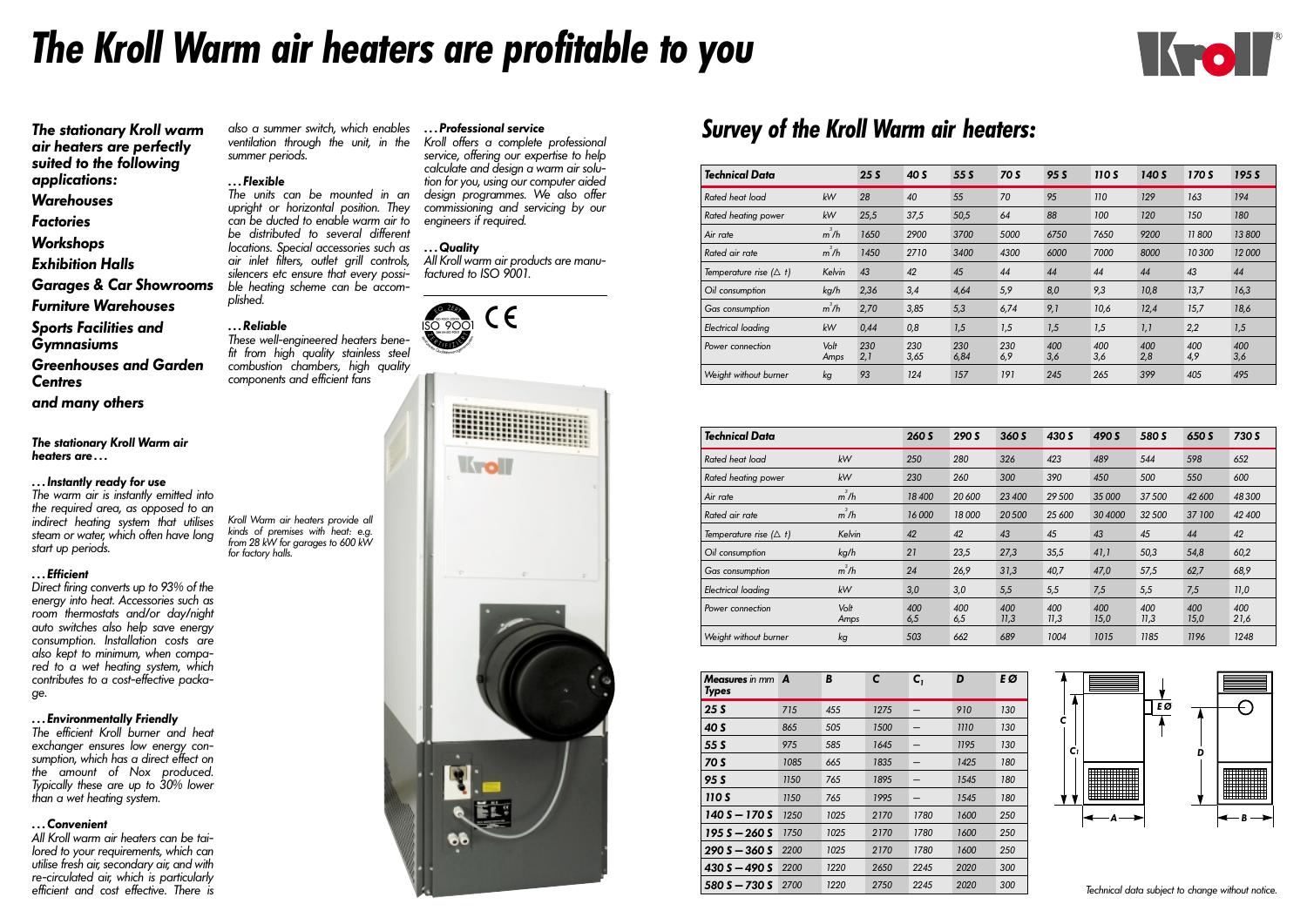# The Kroll Warm air heaters are profitable to you

***The stationary Kroll warm air heaters are perfectly suited to the following applications:***

***Warehouses***

***Factories***

***Workshops***

***Exhibition Halls***

***Garages & Car Showrooms***

***Furniture Warehouses***

***Sports Facilities and Gymnasiums***

***Greenhouses and Garden Centres***

***and many others***

***The stationary Kroll Warm air heaters are . . .***

***. . . Instantly ready for use***

*The warm air is instantly emitted into the required area, as opposed to an indirect heating system that utilises steam or water, which often have long start up periods.*

***. . . Efficient***

*Direct firing converts up to 93% of the energy into heat. Accessories such as room thermostats and/or day/night auto switches also help save energy consumption. Installation costs are also kept to minimum, when compared to a wet heating system, which contributes to a cost-effective package.*

***. . . Environmentally Friendly***

*The efficient Kroll burner and heat exchanger ensures low energy consumption, which has a direct effect on the amount of Nox produced. Typically these are up to 30% lower than a wet heating system.*

***. . . Convenient***

*All Kroll warm air heaters can be tailored to your requirements, which can utilise fresh air, secondary air, and with re-circulated air, which is particularly efficient and cost effective. There is also a summer switch, which enables ventilation through the unit, in the summer periods.*

***. . . Flexible***

*The units can be mounted in an upright or horizontal position. They can be ducted to enable warm air to be distributed to several different locations. Special accessories such as air inlet filters, outlet grill controls, silencers etc ensure that every possible heating scheme can be accomplished.*

***. . . Reliable***

*These well-engineered heaters benefit from high quality stainless steel combustion chambers, high quality components and efficient fans*

*Kroll Warm air heaters provide all kinds of premises with heat: e.g. from 28 kW for garages to 600 kW for factory halls.*

***. . . Professional service***

*Kroll offers a complete professional service, offering our expertise to help calculate and design a warm air solution for you, using our computer aided design programmes. We also offer commissioning and servicing by our engineers if required.*

***. . . Quality***

*All Kroll warm air products are manufactured to ISO 9001.*

## Survey of the Kroll Warm air heaters:

| Technical Data | | 25 S | 40 S | 55 S | 70 S | 95 S | 110 S | 140 S | 170 S | 195 S |
|---|---|---|---|---|---|---|---|---|---|---|
| Rated heat load | kW | 28 | 40 | 55 | 70 | 95 | 110 | 129 | 163 | 194 |
| Rated heating power | kW | 25,5 | 37,5 | 50,5 | 64 | 88 | 100 | 120 | 150 | 180 |
| Air rate | $m^3/h$ | 1650 | 2900 | 3700 | 5000 | 6750 | 7650 | 9200 | 11 800 | 13 800 |
| Rated air rate | $m^3/h$ | 1450 | 2710 | 3400 | 4300 | 6000 | 7000 | 8000 | 10 300 | 12 000 |
| Temperature rise (△ t) | Kelvin | 43 | 42 | 45 | 44 | 44 | 44 | 44 | 43 | 44 |
| Oil consumption | kg/h | 2,36 | 3,4 | 4,64 | 5,9 | 8,0 | 9,3 | 10,8 | 13,7 | 16,3 |
| Gas consumption | $m^3/h$ | 2,70 | 3,85 | 5,3 | 6,74 | 9,1 | 10,6 | 12,4 | 15,7 | 18,6 |
| Electrical loading | kW | 0,44 | 0,8 | 1,5 | 1,5 | 1,5 | 1,5 | 1,1 | 2,2 | 1,5 |
| Power connection | Volt Amps | 230 2,1 | 230 3,65 | 230 6,84 | 230 6,9 | 400 3,6 | 400 3,6 | 400 2,8 | 400 4,9 | 400 3,6 |
| Weight without burner | kg | 93 | 124 | 157 | 191 | 245 | 265 | 399 | 405 | 495 |

| Technical Data | | 260 S | 290 S | 360 S | 430 S | 490 S | 580 S | 650 S | 730 S |
|---|---|---|---|---|---|---|---|---|---|
| Rated heat load | kW | 250 | 280 | 326 | 423 | 489 | 544 | 598 | 652 |
| Rated heating power | kW | 230 | 260 | 300 | 390 | 450 | 500 | 550 | 600 |
| Air rate | $m^3/h$ | 18 400 | 20 600 | 23 400 | 29 500 | 35 000 | 37 500 | 42 600 | 48 300 |
| Rated air rate | $m^3/h$ | 16 000 | 18 000 | 20 500 | 25 600 | 30 4000 | 32 500 | 37 100 | 42 400 |
| Temperature rise (△ t) | Kelvin | 42 | 42 | 43 | 45 | 43 | 45 | 44 | 42 |
| Oil consumption | kg/h | 21 | 23,5 | 27,3 | 35,5 | 41,1 | 50,3 | 54,8 | 60,2 |
| Gas consumption | $m^3/h$ | 24 | 26,9 | 31,3 | 40,7 | 47,0 | 57,5 | 62,7 | 68,9 |
| Electrical loading | kW | 3,0 | 3,0 | 5,5 | 5,5 | 7,5 | 5,5 | 7,5 | 11,0 |
| Power connection | Volt Amps | 400 6,5 | 400 6,5 | 400 11,3 | 400 11,3 | 400 15,0 | 400 11,3 | 400 15,0 | 400 21,6 |
| Weight without burner | kg | 503 | 662 | 689 | 1004 | 1015 | 1185 | 1196 | 1248 |

| Measures in mm Types | A | B | C | $C_1$ | D | E Ø |
|---|---|---|---|---|---|---|
| 25 S | 715 | 455 | 1275 | – | 910 | 130 |
| 40 S | 865 | 505 | 1500 | – | 1110 | 130 |
| 55 S | 975 | 585 | 1645 | – | 1195 | 130 |
| 70 S | 1085 | 665 | 1835 | – | 1425 | 180 |
| 95 S | 1150 | 765 | 1895 | – | 1545 | 180 |
| 110 S | 1150 | 765 | 1995 | – | 1545 | 180 |
| 140 S – 170 S | 1250 | 1025 | 2170 | 1780 | 1600 | 250 |
| 195 S – 260 S | 1750 | 1025 | 2170 | 1780 | 1600 | 250 |
| 290 S – 360 S | 2200 | 1025 | 2170 | 1780 | 1600 | 250 |
| 430 S – 490 S | 2200 | 1220 | 2650 | 2245 | 2020 | 300 |
| 580 S – 730 S | 2700 | 1220 | 2750 | 2245 | 2020 | 300 |

*Technical data subject to change without notice.*